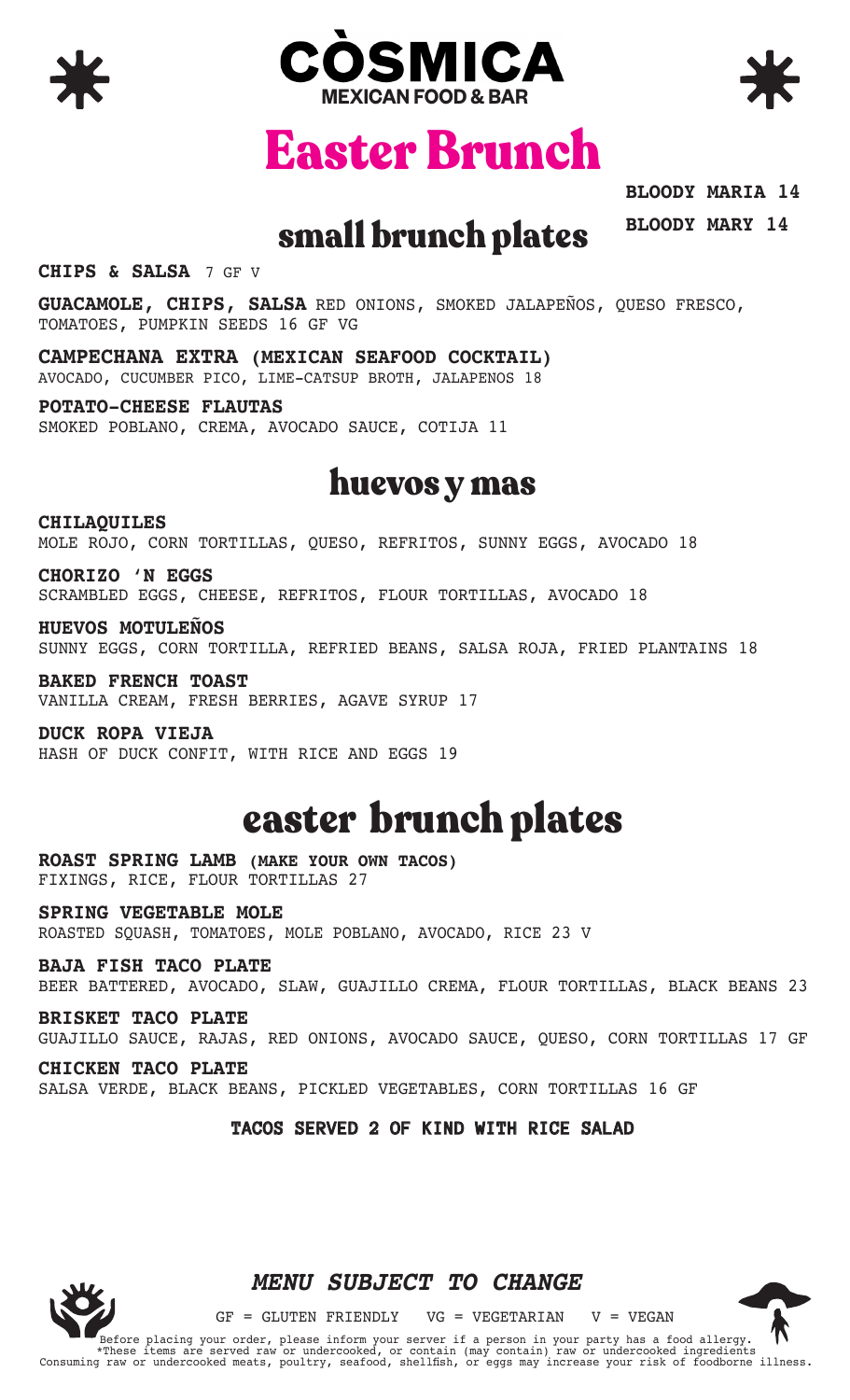# CÒSMICA

MEXICAN FOOD & BAR

# Easter Brunch

**BLOODY MARIA 14**

**BLOODY MARY 14**

## small brunch plates

**CHIPS & SALSA** 7 GF V

**GUACAMOLE, CHIPS, SALSA** RED ONIONS, SMOKED JALAPEÑOS, QUESO FRESCO, TOMATOES, PUMPKIN SEEDS 16 GF VG

**CAMPECHANA EXTRA (MEXICAN SEAFOOD COCKTAIL)**
AVOCADO, CUCUMBER PICO, LIME-CATSUP BROTH, JALAPENOS 18

**POTATO-CHEESE FLAUTAS**
SMOKED POBLANO, CREMA, AVOCADO SAUCE, COTIJA 11

## huevos y mas

**CHILAQUILES**
MOLE ROJO, CORN TORTILLAS, QUESO, REFRITOS, SUNNY EGGS, AVOCADO 18

**CHORIZO 'N EGGS**
SCRAMBLED EGGS, CHEESE, REFRITOS, FLOUR TORTILLAS, AVOCADO 18

**HUEVOS MOTULEÑOS**
SUNNY EGGS, CORN TORTILLA, REFRIED BEANS, SALSA ROJA, FRIED PLANTAINS 18

**BAKED FRENCH TOAST**
VANILLA CREAM, FRESH BERRIES, AGAVE SYRUP 17

**DUCK ROPA VIEJA**
HASH OF DUCK CONFIT, WITH RICE AND EGGS 19

## easter brunch plates

**ROAST SPRING LAMB (MAKE YOUR OWN TACOS)**
FIXINGS, RICE, FLOUR TORTILLAS 27

**SPRING VEGETABLE MOLE**
ROASTED SQUASH, TOMATOES, MOLE POBLANO, AVOCADO, RICE 23 V

**BAJA FISH TACO PLATE**
BEER BATTERED, AVOCADO, SLAW, GUAJILLO CREMA, FLOUR TORTILLAS, BLACK BEANS 23

**BRISKET TACO PLATE**
GUAJILLO SAUCE, RAJAS, RED ONIONS, AVOCADO SAUCE, QUESO, CORN TORTILLAS 17 GF

**CHICKEN TACO PLATE**
SALSA VERDE, BLACK BEANS, PICKLED VEGETABLES, CORN TORTILLAS 16 GF

**TACOS SERVED 2 OF KIND WITH RICE SALAD**

***MENU SUBJECT TO CHANGE***

GF = GLUTEN FRIENDLY VG = VEGETARIAN V = VEGAN

Before placing your order, please inform your server if a person in your party has a food allergy.
*These items are served raw or undercooked, or contain (may contain) raw or undercooked ingredients
Consuming raw or undercooked meats, poultry, seafood, shellfish, or eggs may increase your risk of foodborne illness.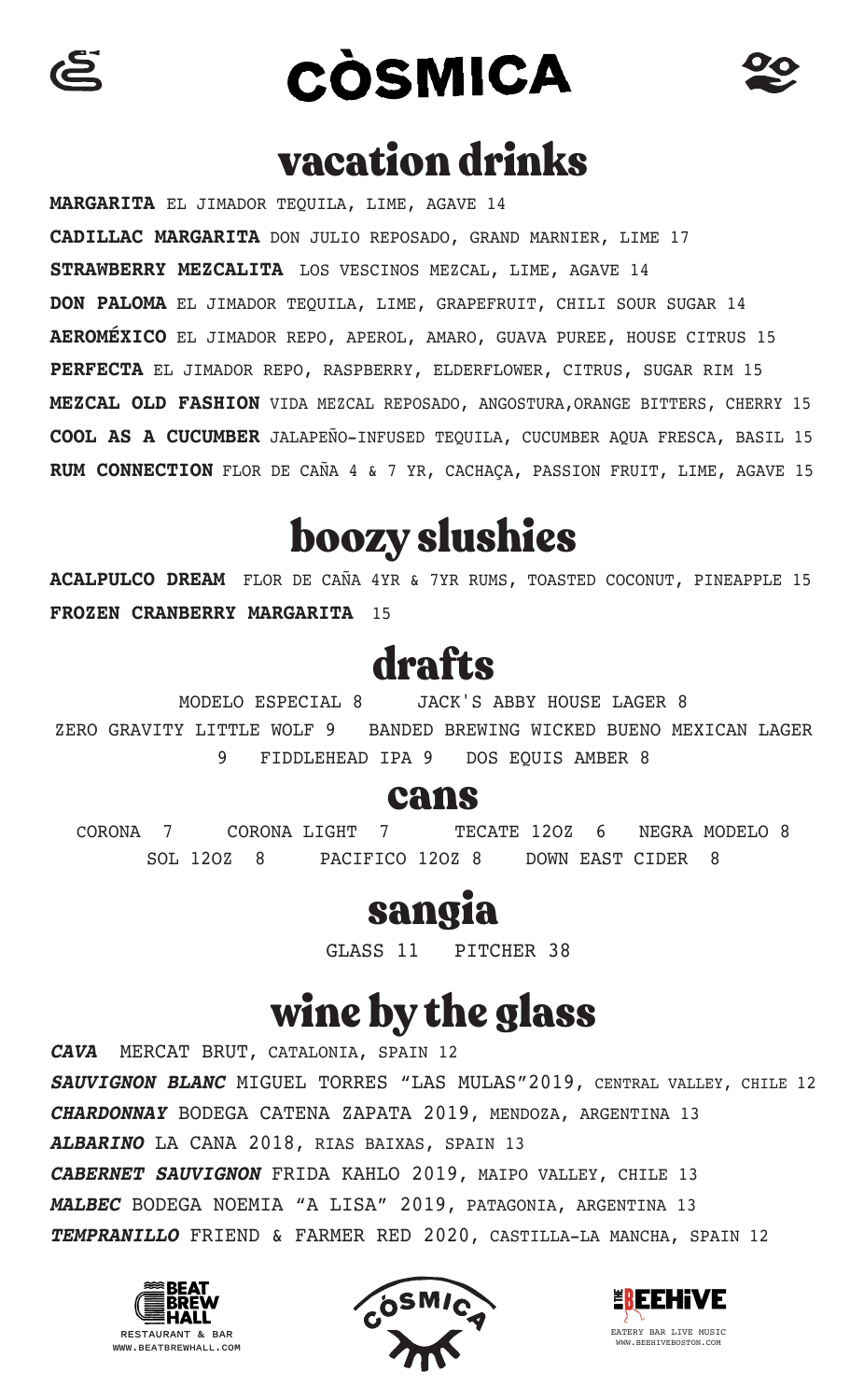# CÒSMICA

## vacation drinks

**MARGARITA** EL JIMADOR TEQUILA, LIME, AGAVE 14

**CADILLAC MARGARITA** DON JULIO REPOSADO, GRAND MARNIER, LIME 17

**STRAWBERRY MEZCALITA** LOS VESCINOS MEZCAL, LIME, AGAVE 14

**DON PALOMA** EL JIMADOR TEQUILA, LIME, GRAPEFRUIT, CHILI SOUR SUGAR 14

**AEROMÉXICO** EL JIMADOR REPO, APEROL, AMARO, GUAVA PUREE, HOUSE CITRUS 15

**PERFECTA** EL JIMADOR REPO, RASPBERRY, ELDERFLOWER, CITRUS, SUGAR RIM 15

**MEZCAL OLD FASHION** VIDA MEZCAL REPOSADO, ANGOSTURA,ORANGE BITTERS, CHERRY 15

**COOL AS A CUCUMBER** JALAPEÑO-INFUSED TEQUILA, CUCUMBER AQUA FRESCA, BASIL 15

**RUM CONNECTION** FLOR DE CAÑA 4 & 7 YR, CACHAÇA, PASSION FRUIT, LIME, AGAVE 15

## boozy slushies

**ACALPULCO DREAM** FLOR DE CAÑA 4YR & 7YR RUMS, TOASTED COCONUT, PINEAPPLE 15

**FROZEN CRANBERRY MARGARITA** 15

## drafts

MODELO ESPECIAL 8 JACK'S ABBY HOUSE LAGER 8

ZERO GRAVITY LITTLE WOLF 9 BANDED BREWING WICKED BUENO MEXICAN LAGER 9 FIDDLEHEAD IPA 9 DOS EQUIS AMBER 8

## cans

CORONA 7 CORONA LIGHT 7 TECATE 12OZ 6 NEGRA MODELO 8

SOL 12OZ 8 PACIFICO 12OZ 8 DOWN EAST CIDER 8

## sangia

GLASS 11 PITCHER 38

## wine by the glass

***CAVA*** MERCAT BRUT, CATALONIA, SPAIN 12

***SAUVIGNON BLANC*** MIGUEL TORRES "LAS MULAS"2019, CENTRAL VALLEY, CHILE 12

***CHARDONNAY*** BODEGA CATENA ZAPATA 2019, MENDOZA, ARGENTINA 13

***ALBARINO*** LA CANA 2018, RIAS BAIXAS, SPAIN 13

***CABERNET SAUVIGNON*** FRIDA KAHLO 2019, MAIPO VALLEY, CHILE 13

***MALBEC*** BODEGA NOEMIA "A LISA" 2019, PATAGONIA, ARGENTINA 13

***TEMPRANILLO*** FRIEND & FARMER RED 2020, CASTILLA-LA MANCHA, SPAIN 12

BEAT BREW HALL
RESTAURANT & BAR
WWW.BEATBREWHALL.COM

CÒSMICA

THE BEEHIVE
EATERY BAR LIVE MUSIC
WWW.BEEHIVEBOSTON.COM